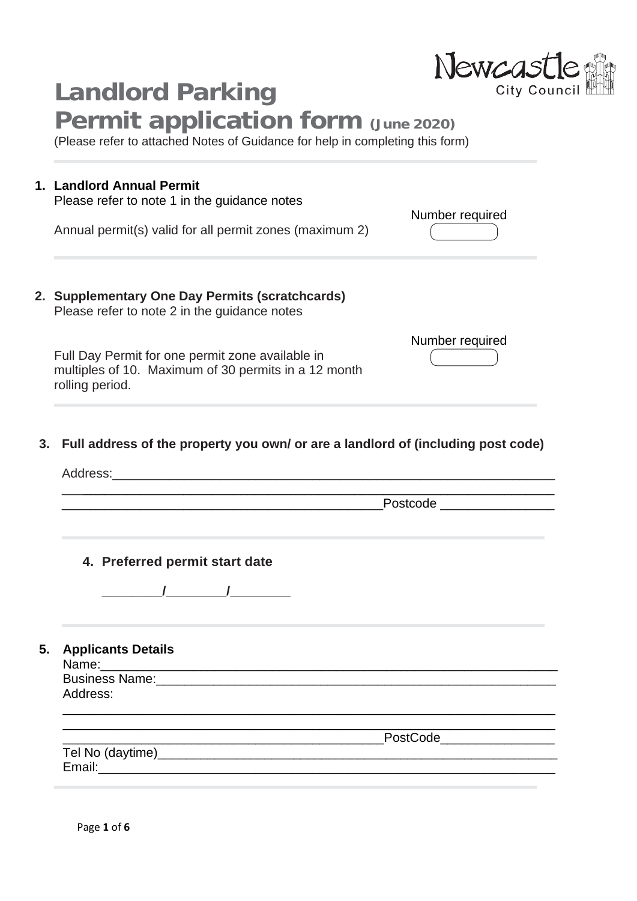# Landlord Parking Permit application form (June 2020)

(Please refer to attached Notes of Guidance for help in completing this form)

**1. Landlord Annual Permit**

Please refer to note 1 in the guidance notes

Annual permit(s) valid for all permit zones (maximum 2)

Number required ________

**2. Supplementary One Day Permits (scratchcards)**

Please refer to note 2 in the guidance notes

Full Day Permit for one permit zone available in multiples of 10. Maximum of 30 permits in a 12 month rolling period.

Number required ________

**3. Full address of the property you own/ or are a landlord of (including post code)**

Address:_______________________________________________________________

_______________________________________________________________________

____________________________________________Postcode _______________

**4. Preferred permit start date**

________/________/________

**5. Applicants Details**

Name:__________________________________________________________________

Business Name:__________________________________________________________

Address:

_______________________________________________________________________

_______________________________________________________________________

____________________________________________PostCode_______________

Tel No (daytime)__________________________________________________________

Email:__________________________________________________________________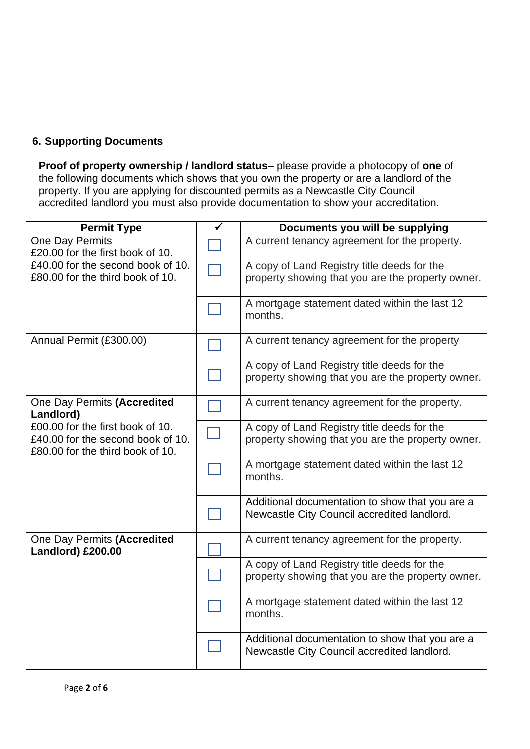## 6. Supporting Documents

**Proof of property ownership / landlord status**– please provide a photocopy of **one** of the following documents which shows that you own the property or are a landlord of the property. If you are applying for discounted permits as a Newcastle City Council accredited landlord you must also provide documentation to show your accreditation.

| Permit Type | ✓ | Documents you will be supplying |
|---|---|---|
| One Day Permits<br>£20.00 for the first book of 10.<br>£40.00 for the second book of 10.<br>£80.00 for the third book of 10. | ☐ | A current tenancy agreement for the property. |
| | ☐ | A copy of Land Registry title deeds for the property showing that you are the property owner. |
| | ☐ | A mortgage statement dated within the last 12 months. |
| Annual Permit (£300.00) | ☐ | A current tenancy agreement for the property |
| | ☐ | A copy of Land Registry title deeds for the property showing that you are the property owner. |
| One Day Permits **(Accredited Landlord)**<br>£00.00 for the first book of 10.<br>£40.00 for the second book of 10.<br>£80.00 for the third book of 10. | ☐ | A current tenancy agreement for the property. |
| | ☐ | A copy of Land Registry title deeds for the property showing that you are the property owner. |
| | ☐ | A mortgage statement dated within the last 12 months. |
| | ☐ | Additional documentation to show that you are a Newcastle City Council accredited landlord. |
| One Day Permits **(Accredited Landlord) £200.00** | ☐ | A current tenancy agreement for the property. |
| | ☐ | A copy of Land Registry title deeds for the property showing that you are the property owner. |
| | ☐ | A mortgage statement dated within the last 12 months. |
| | ☐ | Additional documentation to show that you are a Newcastle City Council accredited landlord. |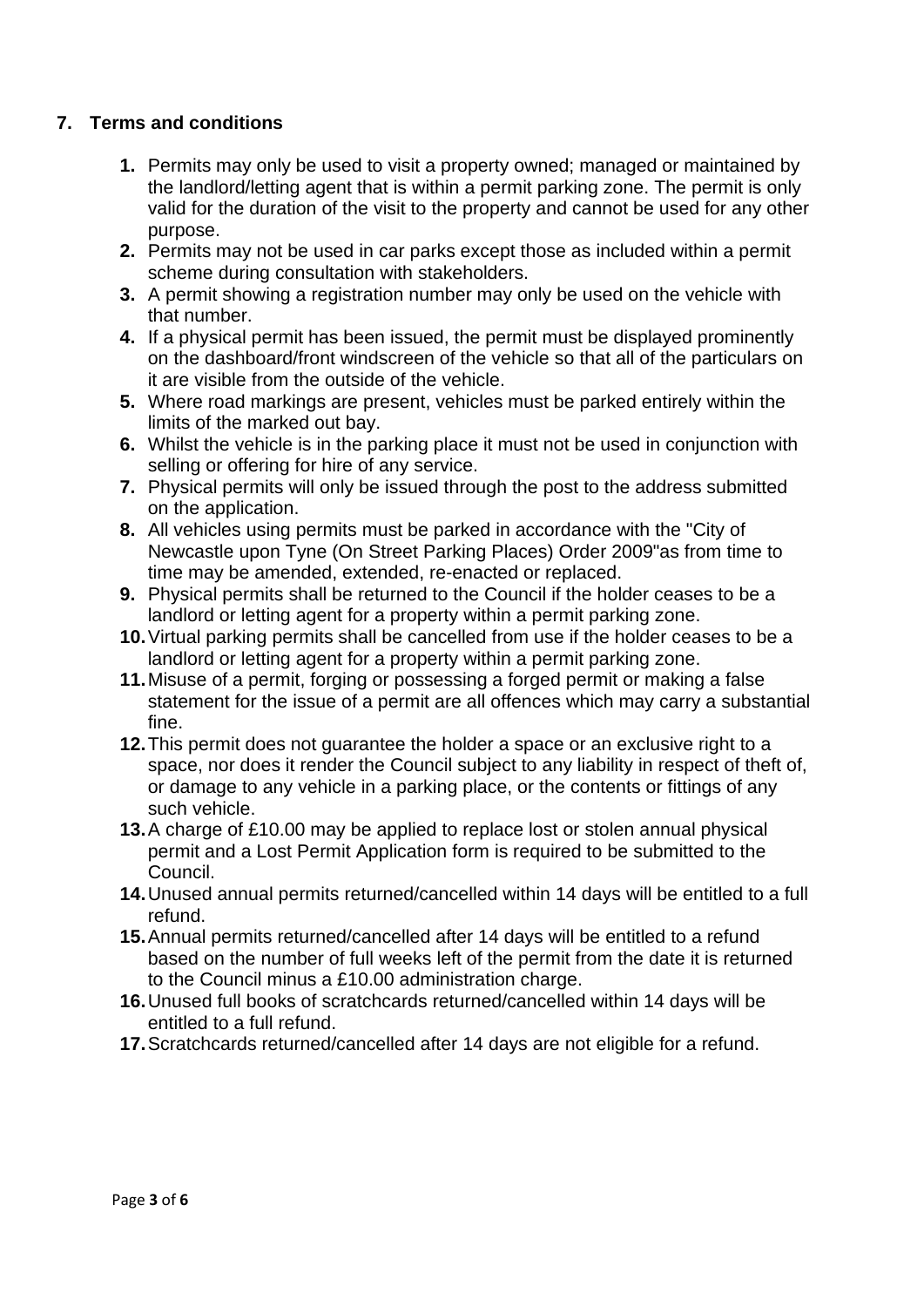## 7. Terms and conditions

1. Permits may only be used to visit a property owned; managed or maintained by the landlord/letting agent that is within a permit parking zone. The permit is only valid for the duration of the visit to the property and cannot be used for any other purpose.
2. Permits may not be used in car parks except those as included within a permit scheme during consultation with stakeholders.
3. A permit showing a registration number may only be used on the vehicle with that number.
4. If a physical permit has been issued, the permit must be displayed prominently on the dashboard/front windscreen of the vehicle so that all of the particulars on it are visible from the outside of the vehicle.
5. Where road markings are present, vehicles must be parked entirely within the limits of the marked out bay.
6. Whilst the vehicle is in the parking place it must not be used in conjunction with selling or offering for hire of any service.
7. Physical permits will only be issued through the post to the address submitted on the application.
8. All vehicles using permits must be parked in accordance with the "City of Newcastle upon Tyne (On Street Parking Places) Order 2009"as from time to time may be amended, extended, re-enacted or replaced.
9. Physical permits shall be returned to the Council if the holder ceases to be a landlord or letting agent for a property within a permit parking zone.
10. Virtual parking permits shall be cancelled from use if the holder ceases to be a landlord or letting agent for a property within a permit parking zone.
11. Misuse of a permit, forging or possessing a forged permit or making a false statement for the issue of a permit are all offences which may carry a substantial fine.
12. This permit does not guarantee the holder a space or an exclusive right to a space, nor does it render the Council subject to any liability in respect of theft of, or damage to any vehicle in a parking place, or the contents or fittings of any such vehicle.
13. A charge of £10.00 may be applied to replace lost or stolen annual physical permit and a Lost Permit Application form is required to be submitted to the Council.
14. Unused annual permits returned/cancelled within 14 days will be entitled to a full refund.
15. Annual permits returned/cancelled after 14 days will be entitled to a refund based on the number of full weeks left of the permit from the date it is returned to the Council minus a £10.00 administration charge.
16. Unused full books of scratchcards returned/cancelled within 14 days will be entitled to a full refund.
17. Scratchcards returned/cancelled after 14 days are not eligible for a refund.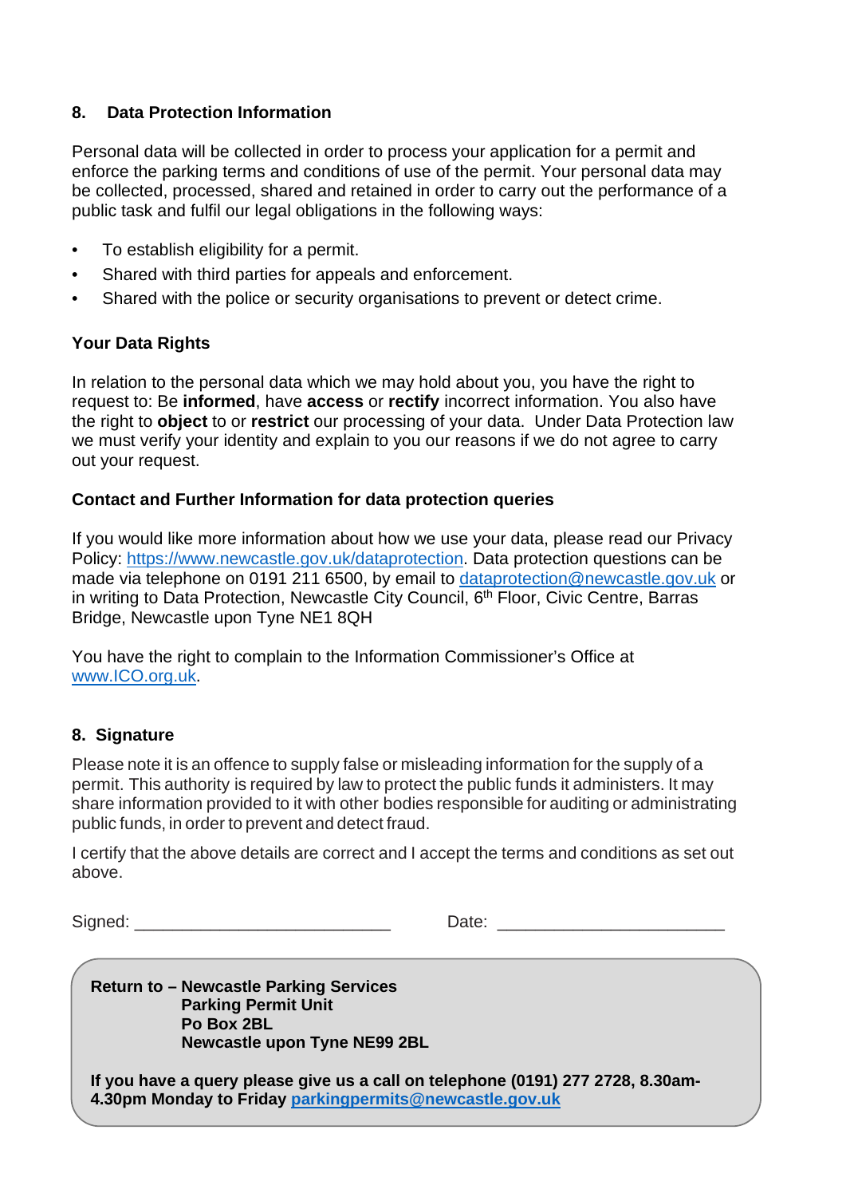## 8. Data Protection Information

Personal data will be collected in order to process your application for a permit and enforce the parking terms and conditions of use of the permit. Your personal data may be collected, processed, shared and retained in order to carry out the performance of a public task and fulfil our legal obligations in the following ways:

- To establish eligibility for a permit.
- Shared with third parties for appeals and enforcement.
- Shared with the police or security organisations to prevent or detect crime.

### Your Data Rights

In relation to the personal data which we may hold about you, you have the right to request to: Be **informed**, have **access** or **rectify** incorrect information. You also have the right to **object** to or **restrict** our processing of your data. Under Data Protection law we must verify your identity and explain to you our reasons if we do not agree to carry out your request.

### Contact and Further Information for data protection queries

If you would like more information about how we use your data, please read our Privacy Policy: [https://www.newcastle.gov.uk/dataprotection](https://www.newcastle.gov.uk/dataprotection). Data protection questions can be made via telephone on 0191 211 6500, by email to [dataprotection@newcastle.gov.uk](mailto:dataprotection@newcastle.gov.uk) or in writing to Data Protection, Newcastle City Council, 6th Floor, Civic Centre, Barras Bridge, Newcastle upon Tyne NE1 8QH

You have the right to complain to the Information Commissioner's Office at [www.ICO.org.uk](http://www.ICO.org.uk).

## 8. Signature

Please note it is an offence to supply false or misleading information for the supply of a permit. This authority is required by law to protect the public funds it administers. It may share information provided to it with other bodies responsible for auditing or administrating public funds, in order to prevent and detect fraud.

I certify that the above details are correct and I accept the terms and conditions as set out above.

Signed: ___________________________ Date: ________________________

**Return to – Newcastle Parking Services**
**Parking Permit Unit**
**Po Box 2BL**
**Newcastle upon Tyne NE99 2BL**

**If you have a query please give us a call on telephone (0191) 277 2728, 8.30am-4.30pm Monday to Friday [parkingpermits@newcastle.gov.uk](mailto:parkingpermits@newcastle.gov.uk)**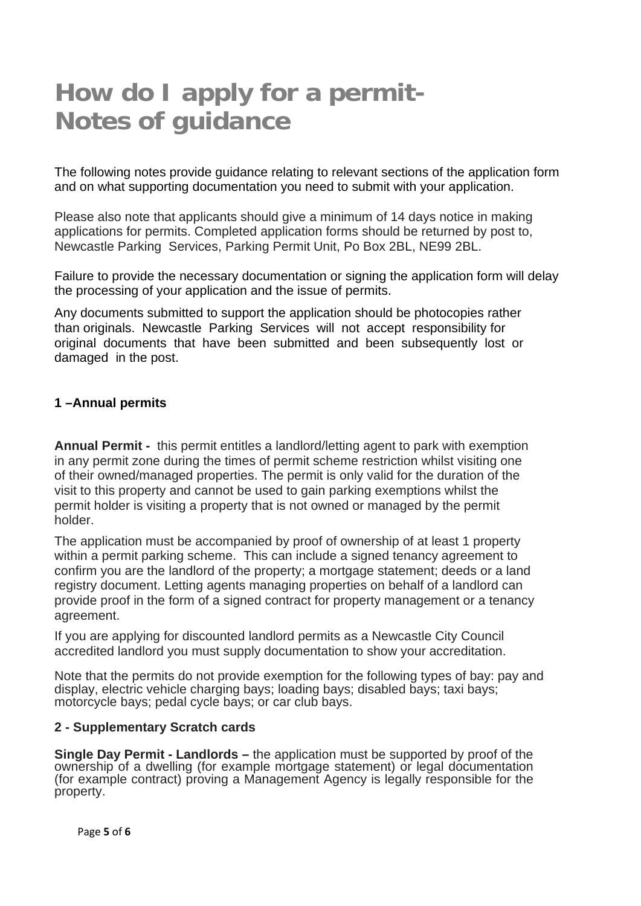# How do I apply for a permit- Notes of guidance

The following notes provide guidance relating to relevant sections of the application form and on what supporting documentation you need to submit with your application.

Please also note that applicants should give a minimum of 14 days notice in making applications for permits. Completed application forms should be returned by post to, Newcastle Parking Services, Parking Permit Unit, Po Box 2BL, NE99 2BL.

Failure to provide the necessary documentation or signing the application form will delay the processing of your application and the issue of permits.

Any documents submitted to support the application should be photocopies rather than originals. Newcastle Parking Services will not accept responsibility for original documents that have been submitted and been subsequently lost or damaged in the post.

### 1 –Annual permits

**Annual Permit -** this permit entitles a landlord/letting agent to park with exemption in any permit zone during the times of permit scheme restriction whilst visiting one of their owned/managed properties. The permit is only valid for the duration of the visit to this property and cannot be used to gain parking exemptions whilst the permit holder is visiting a property that is not owned or managed by the permit holder.

The application must be accompanied by proof of ownership of at least 1 property within a permit parking scheme. This can include a signed tenancy agreement to confirm you are the landlord of the property; a mortgage statement; deeds or a land registry document. Letting agents managing properties on behalf of a landlord can provide proof in the form of a signed contract for property management or a tenancy agreement.

If you are applying for discounted landlord permits as a Newcastle City Council accredited landlord you must supply documentation to show your accreditation.

Note that the permits do not provide exemption for the following types of bay: pay and display, electric vehicle charging bays; loading bays; disabled bays; taxi bays; motorcycle bays; pedal cycle bays; or car club bays.

### 2 - Supplementary Scratch cards

**Single Day Permit - Landlords –** the application must be supported by proof of the ownership of a dwelling (for example mortgage statement) or legal documentation (for example contract) proving a Management Agency is legally responsible for the property.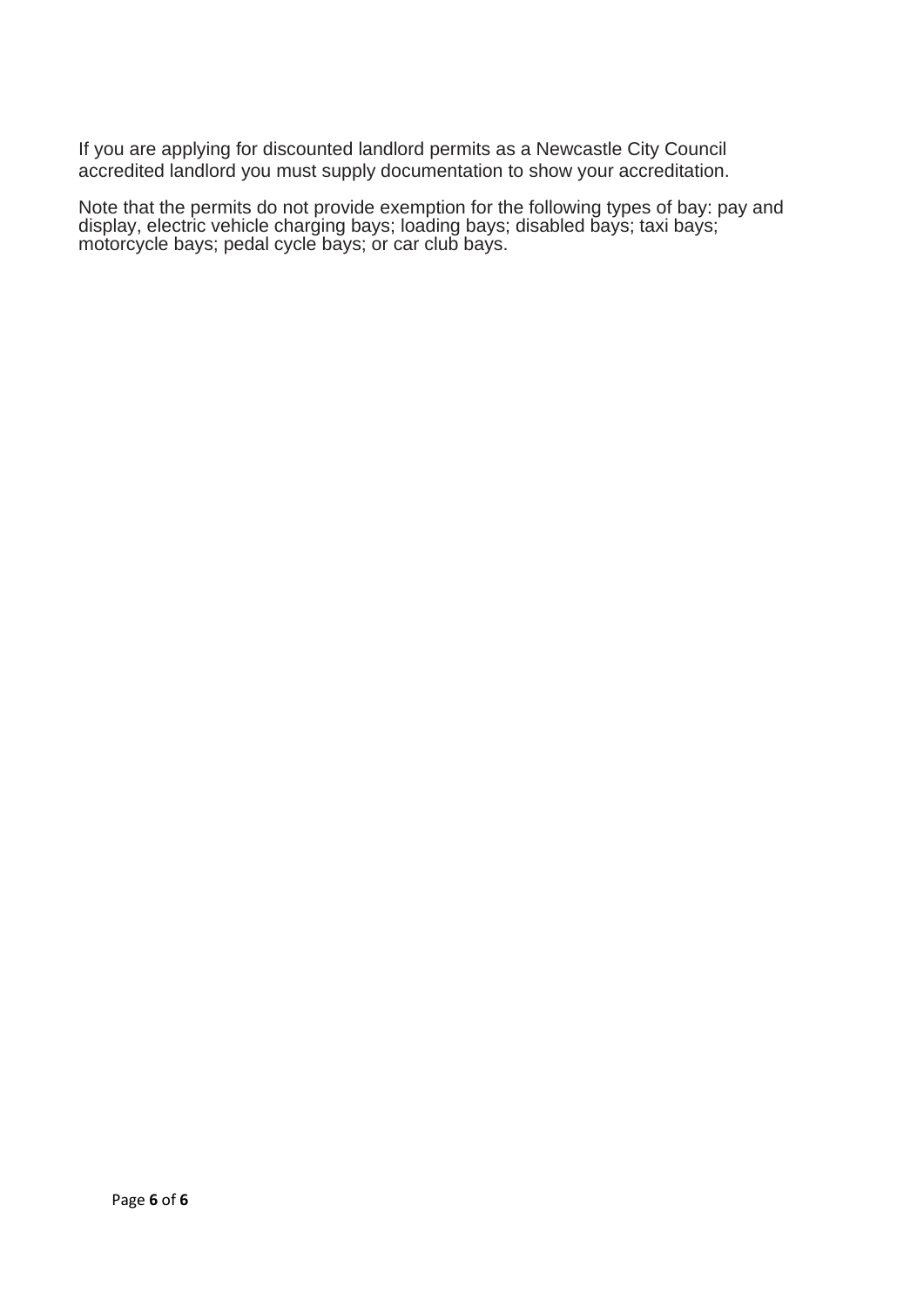If you are applying for discounted landlord permits as a Newcastle City Council accredited landlord you must supply documentation to show your accreditation.

Note that the permits do not provide exemption for the following types of bay: pay and display, electric vehicle charging bays; loading bays; disabled bays; taxi bays; motorcycle bays; pedal cycle bays; or car club bays.